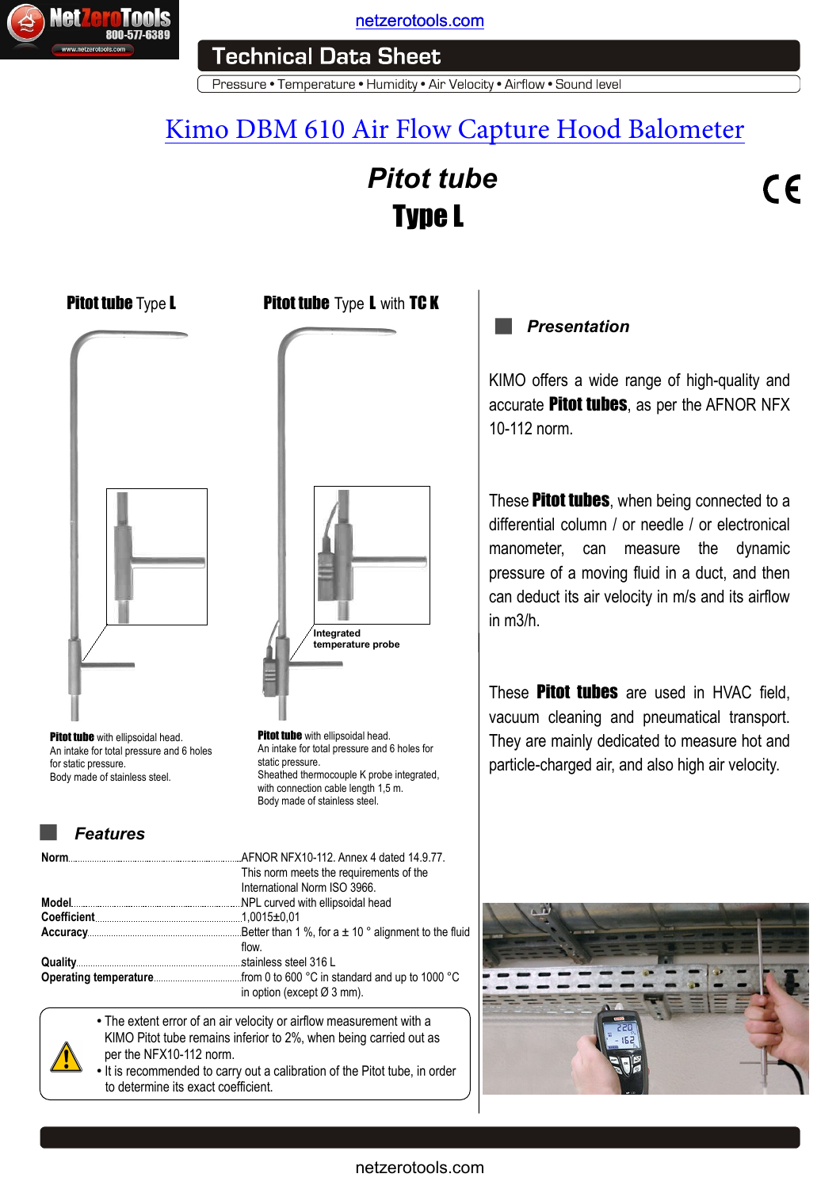netzerotools.com

# Technical Data Sheet

Pressure • Temperature • Humidity • Air Velocity • Airflow • Sound level

## Kimo DBM 610 Air Flow Capture Hood Balometer

## Pitot tube Type L

### Pitot tube Type L

**Pitot tube** with ellipsoidal head.
An intake for total pressure and 6 holes for static pressure.
Body made of stainless steel.

### Pitot tube Type L with TC K

Integrated temperature probe

**Pitot tube** with ellipsoidal head.
An intake for total pressure and 6 holes for static pressure.
Sheathed thermocouple K probe integrated, with connection cable length 1,5 m.
Body made of stainless steel.

### Features

| | |
|---|---|
| **Norm** | AFNOR NFX10-112. Annex 4 dated 14.9.77. This norm meets the requirements of the International Norm ISO 3966. |
| **Model** | NPL curved with ellipsoidal head |
| **Coefficient** | 1,0015±0,01 |
| **Accuracy** | Better than 1 %, for a ± 10 ° alignment to the fluid flow. |
| **Quality** | stainless steel 316 L |
| **Operating temperature** | from 0 to 600 °C in standard and up to 1000 °C in option (except Ø 3 mm). |

- The extent error of an air velocity or airflow measurement with a KIMO Pitot tube remains inferior to 2%, when being carried out as per the NFX10-112 norm.
- It is recommended to carry out a calibration of the Pitot tube, in order to determine its exact coefficient.

### Presentation

KIMO offers a wide range of high-quality and accurate **Pitot tubes**, as per the AFNOR NFX 10-112 norm.

These **Pitot tubes**, when being connected to a differential column / or needle / or electronical manometer, can measure the dynamic pressure of a moving fluid in a duct, and then can deduct its air velocity in m/s and its airflow in m3/h.

These **Pitot tubes** are used in HVAC field, vacuum cleaning and pneumatical transport. They are mainly dedicated to measure hot and particle-charged air, and also high air velocity.

netzerotools.com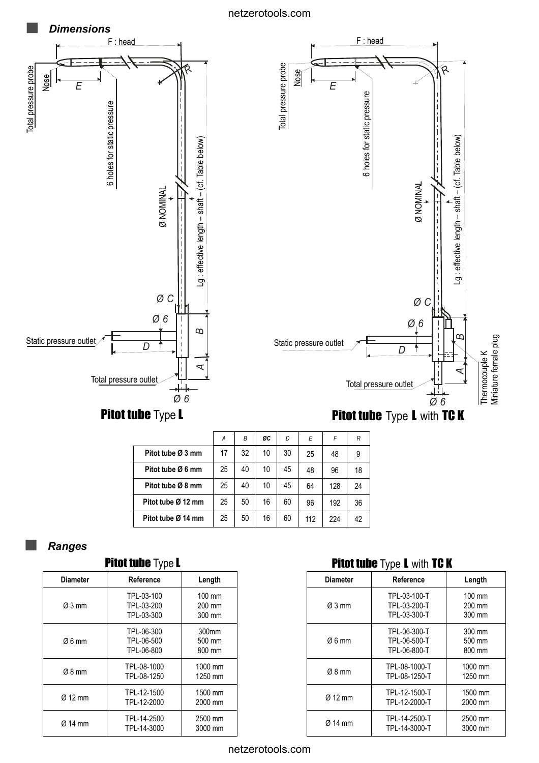## *Dimensions*

Pitot tube Type L

Pitot tube Type L with TC K

| | A | B | ØC | D | E | F | R |
|---|---|---|---|---|---|---|---|
| Pitot tube Ø 3 mm | 17 | 32 | 10 | 30 | 25 | 48 | 9 |
| Pitot tube Ø 6 mm | 25 | 40 | 10 | 45 | 48 | 96 | 18 |
| Pitot tube Ø 8 mm | 25 | 40 | 10 | 45 | 64 | 128 | 24 |
| Pitot tube Ø 12 mm | 25 | 50 | 16 | 60 | 96 | 192 | 36 |
| Pitot tube Ø 14 mm | 25 | 50 | 16 | 60 | 112 | 224 | 42 |

## *Ranges*

### Pitot tube Type L

| Diameter | Reference | Length |
|---|---|---|
| Ø 3 mm | TPL-03-100<br>TPL-03-200<br>TPL-03-300 | 100 mm<br>200 mm<br>300 mm |
| Ø 6 mm | TPL-06-300<br>TPL-06-500<br>TPL-06-800 | 300mm<br>500 mm<br>800 mm |
| Ø 8 mm | TPL-08-1000<br>TPL-08-1250 | 1000 mm<br>1250 mm |
| Ø 12 mm | TPL-12-1500<br>TPL-12-2000 | 1500 mm<br>2000 mm |
| Ø 14 mm | TPL-14-2500<br>TPL-14-3000 | 2500 mm<br>3000 mm |

### Pitot tube Type L with TC K

| Diameter | Reference | Length |
|---|---|---|
| Ø 3 mm | TPL-03-100-T<br>TPL-03-200-T<br>TPL-03-300-T | 100 mm<br>200 mm<br>300 mm |
| Ø 6 mm | TPL-06-300-T<br>TPL-06-500-T<br>TPL-06-800-T | 300 mm<br>500 mm<br>800 mm |
| Ø 8 mm | TPL-08-1000-T<br>TPL-08-1250-T | 1000 mm<br>1250 mm |
| Ø 12 mm | TPL-12-1500-T<br>TPL-12-2000-T | 1500 mm<br>2000 mm |
| Ø 14 mm | TPL-14-2500-T<br>TPL-14-3000-T | 2500 mm<br>3000 mm |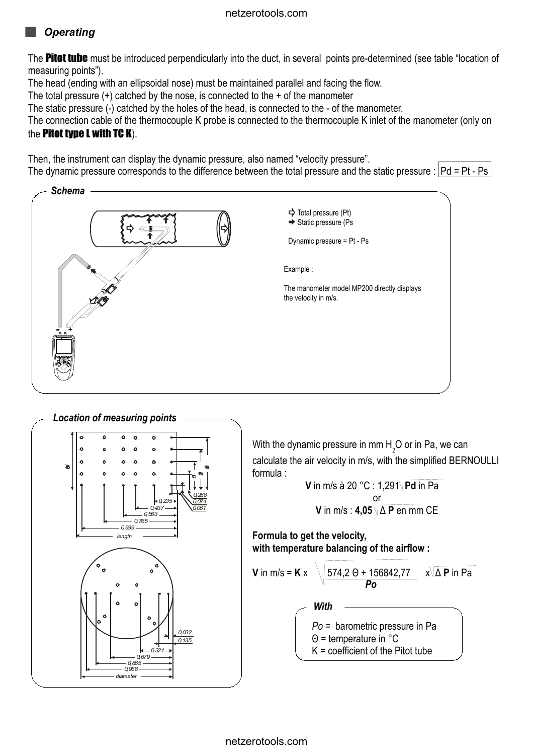## *Operating*

The **Pitot tube** must be introduced perpendicularly into the duct, in several points pre-determined (see table "location of measuring points").

The head (ending with an ellipsoidal nose) must be maintained parallel and facing the flow.

The total pressure (+) catched by the nose, is connected to the + of the manometer

The static pressure (-) catched by the holes of the head, is connected to the - of the manometer.

The connection cable of the thermocouple K probe is connected to the thermocouple K inlet of the manometer (only on the **Pitot type L with TC K**).

Then, the instrument can display the dynamic pressure, also named "velocity pressure".

The dynamic pressure corresponds to the difference between the total pressure and the static pressure : $Pd = Pt - Ps$

### *Schema*

Total pressure (Pt)

Static pressure (Ps

Dynamic pressure = Pt - Ps

Example :

The manometer model MP200 directly displays the velocity in m/s.

### *Location of measuring points*

0,235 — 0,437 — 0,563 — 0,765 — 0,939 — length

0,288 — 0,074 — 0,061

0,032 — 0,135 — 0,321 — 0,679 — 0,865 — 0,968 — diameter

With the dynamic pressure in mm $H_2O$ or in Pa, we can calculate the air velocity in m/s, with the simplified BERNOULLI formula :

$$\textbf{V} \text{ in m/s à 20 °C : } 1,291\sqrt{\textbf{Pd} \text{ in Pa}}$$

or

$$\textbf{V} \text{ in m/s : } \textbf{4,05}\sqrt{\Delta \textbf{P} \text{ en mm CE}}$$

**Formula to get the velocity, with temperature balancing of the airflow :**

$$\textbf{V} \text{ in m/s} = \textbf{K} \times \sqrt{\frac{574,2\ \Theta + 156842,77}{Po}} \times \sqrt{\Delta \textbf{P} \text{ in Pa}}$$

#### *With*

*Po* = barometric pressure in Pa

Θ = temperature in °C

K = coefficient of the Pitot tube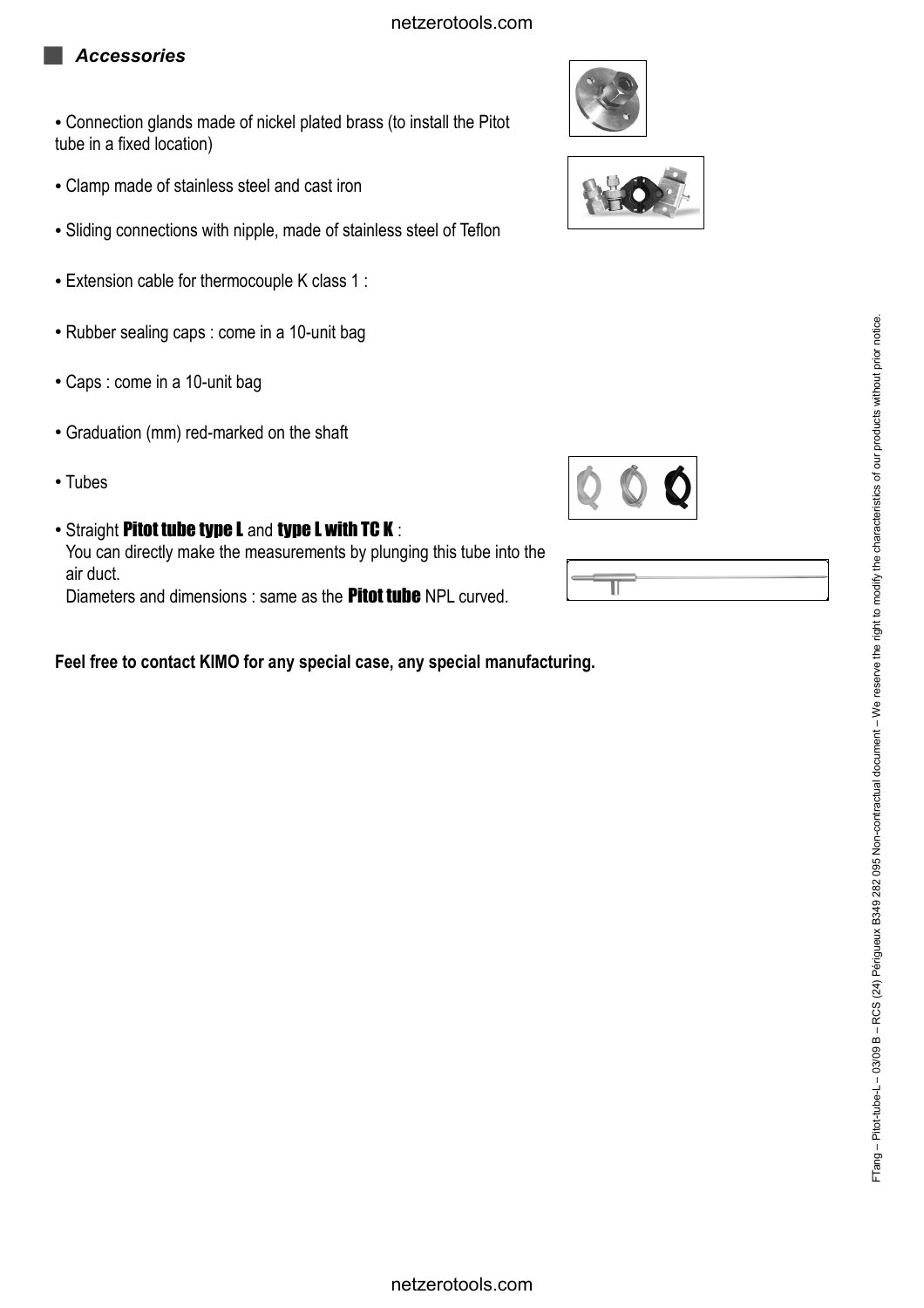## *Accessories*

- Connection glands made of nickel plated brass (to install the Pitot tube in a fixed location)
- Clamp made of stainless steel and cast iron
- Sliding connections with nipple, made of stainless steel of Teflon
- Extension cable for thermocouple K class 1 :
- Rubber sealing caps : come in a 10-unit bag
- Caps : come in a 10-unit bag
- Graduation (mm) red-marked on the shaft
- Tubes
- Straight **Pitot tube type L** and **type L with TC K** :
  You can directly make the measurements by plunging this tube into the air duct.
  Diameters and dimensions : same as the **Pitot tube** NPL curved.

**Feel free to contact KIMO for any special case, any special manufacturing.**

FTang – Pitot-tube-L – 03/09 B – RCS (24) Périgueux B349 282 095 Non-contractual document – We reserve the right to modify the characteristics of our products without prior notice.